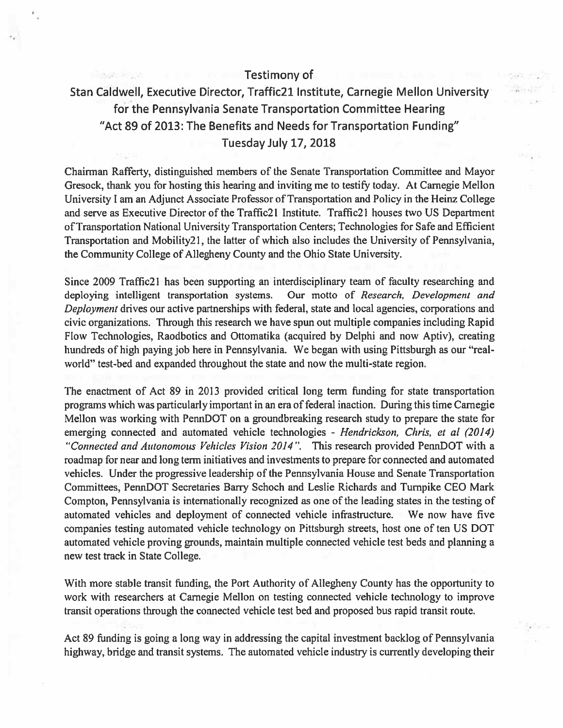# Testimony of
# Stan Caldwell, Executive Director, Traffic21 Institute, Carnegie Mellon University for the Pennsylvania Senate Transportation Committee Hearing "Act 89 of 2013: The Benefits and Needs for Transportation Funding"
## Tuesday July 17, 2018

Chairman Rafferty, distinguished members of the Senate Transportation Committee and Mayor Gresock, thank you for hosting this hearing and inviting me to testify today. At Carnegie Mellon University I am an Adjunct Associate Professor of Transportation and Policy in the Heinz College and serve as Executive Director of the Traffic21 Institute. Traffic21 houses two US Department of Transportation National University Transportation Centers; Technologies for Safe and Efficient Transportation and Mobility21, the latter of which also includes the University of Pennsylvania, the Community College of Allegheny County and the Ohio State University.

Since 2009 Traffic21 has been supporting an interdisciplinary team of faculty researching and deploying intelligent transportation systems. Our motto of *Research, Development and Deployment* drives our active partnerships with federal, state and local agencies, corporations and civic organizations. Through this research we have spun out multiple companies including Rapid Flow Technologies, Raodbotics and Ottomatika (acquired by Delphi and now Aptiv), creating hundreds of high paying job here in Pennsylvania. We began with using Pittsburgh as our "real-world" test-bed and expanded throughout the state and now the multi-state region.

The enactment of Act 89 in 2013 provided critical long term funding for state transportation programs which was particularly important in an era of federal inaction. During this time Carnegie Mellon was working with PennDOT on a groundbreaking research study to prepare the state for emerging connected and automated vehicle technologies - *Hendrickson, Chris, et al (2014) "Connected and Autonomous Vehicles Vision 2014"*. This research provided PennDOT with a roadmap for near and long term initiatives and investments to prepare for connected and automated vehicles. Under the progressive leadership of the Pennsylvania House and Senate Transportation Committees, PennDOT Secretaries Barry Schoch and Leslie Richards and Turnpike CEO Mark Compton, Pennsylvania is internationally recognized as one of the leading states in the testing of automated vehicles and deployment of connected vehicle infrastructure. We now have five companies testing automated vehicle technology on Pittsburgh streets, host one of ten US DOT automated vehicle proving grounds, maintain multiple connected vehicle test beds and planning a new test track in State College.

With more stable transit funding, the Port Authority of Allegheny County has the opportunity to work with researchers at Carnegie Mellon on testing connected vehicle technology to improve transit operations through the connected vehicle test bed and proposed bus rapid transit route.

Act 89 funding is going a long way in addressing the capital investment backlog of Pennsylvania highway, bridge and transit systems. The automated vehicle industry is currently developing their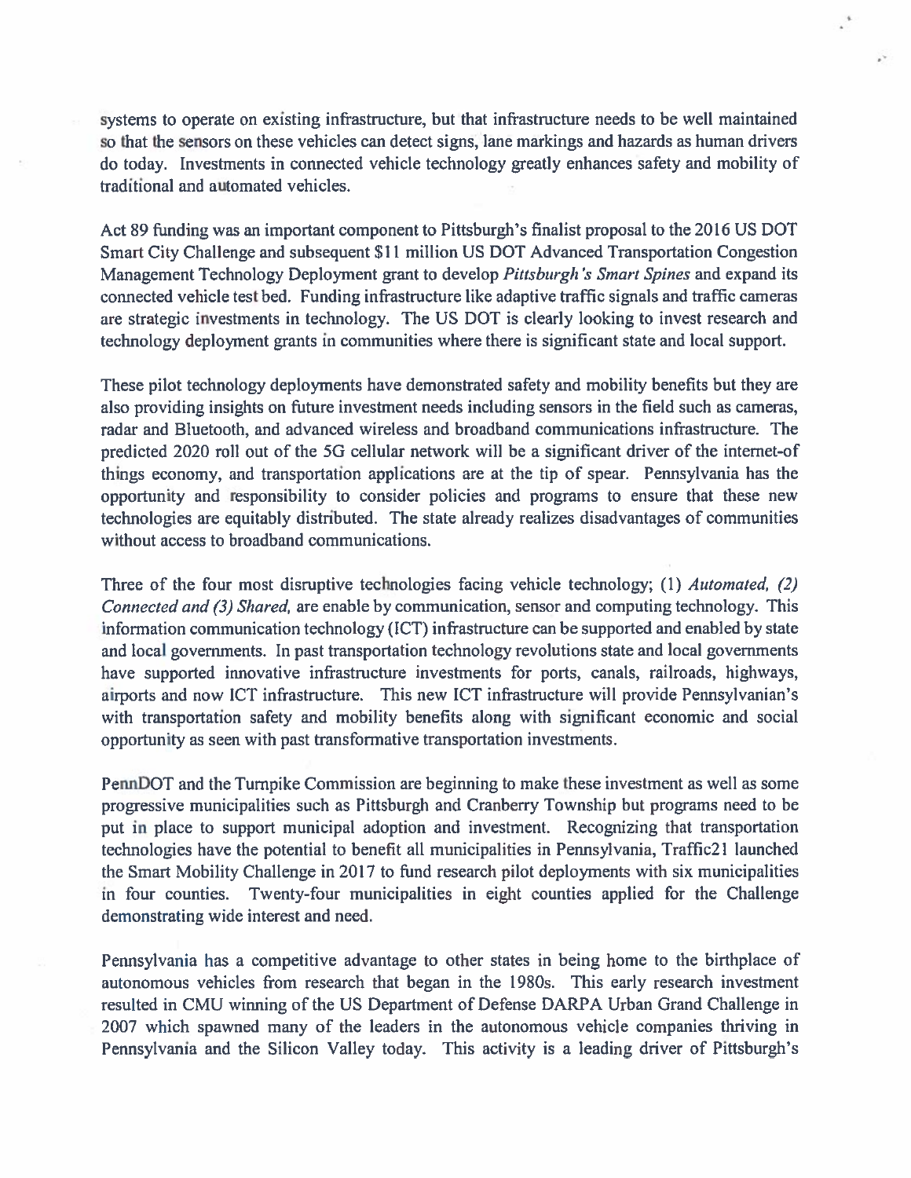systems to operate on existing infrastructure, but that infrastructure needs to be well maintained so that the sensors on these vehicles can detect signs, lane markings and hazards as human drivers do today. Investments in connected vehicle technology greatly enhances safety and mobility of traditional and automated vehicles.

Act 89 funding was an important component to Pittsburgh's finalist proposal to the 2016 US DOT Smart City Challenge and subsequent $11 million US DOT Advanced Transportation Congestion Management Technology Deployment grant to develop *Pittsburgh's Smart Spines* and expand its connected vehicle test bed. Funding infrastructure like adaptive traffic signals and traffic cameras are strategic investments in technology. The US DOT is clearly looking to invest research and technology deployment grants in communities where there is significant state and local support.

These pilot technology deployments have demonstrated safety and mobility benefits but they are also providing insights on future investment needs including sensors in the field such as cameras, radar and Bluetooth, and advanced wireless and broadband communications infrastructure. The predicted 2020 roll out of the 5G cellular network will be a significant driver of the internet-of things economy, and transportation applications are at the tip of spear. Pennsylvania has the opportunity and responsibility to consider policies and programs to ensure that these new technologies are equitably distributed. The state already realizes disadvantages of communities without access to broadband communications.

Three of the four most disruptive technologies facing vehicle technology; (1) *Automated, (2) Connected and (3) Shared,* are enable by communication, sensor and computing technology. This information communication technology (ICT) infrastructure can be supported and enabled by state and local governments. In past transportation technology revolutions state and local governments have supported innovative infrastructure investments for ports, canals, railroads, highways, airports and now ICT infrastructure. This new ICT infrastructure will provide Pennsylvanian's with transportation safety and mobility benefits along with significant economic and social opportunity as seen with past transformative transportation investments.

PennDOT and the Turnpike Commission are beginning to make these investment as well as some progressive municipalities such as Pittsburgh and Cranberry Township but programs need to be put in place to support municipal adoption and investment. Recognizing that transportation technologies have the potential to benefit all municipalities in Pennsylvania, Traffic21 launched the Smart Mobility Challenge in 2017 to fund research pilot deployments with six municipalities in four counties. Twenty-four municipalities in eight counties applied for the Challenge demonstrating wide interest and need.

Pennsylvania has a competitive advantage to other states in being home to the birthplace of autonomous vehicles from research that began in the 1980s. This early research investment resulted in CMU winning of the US Department of Defense DARPA Urban Grand Challenge in 2007 which spawned many of the leaders in the autonomous vehicle companies thriving in Pennsylvania and the Silicon Valley today. This activity is a leading driver of Pittsburgh's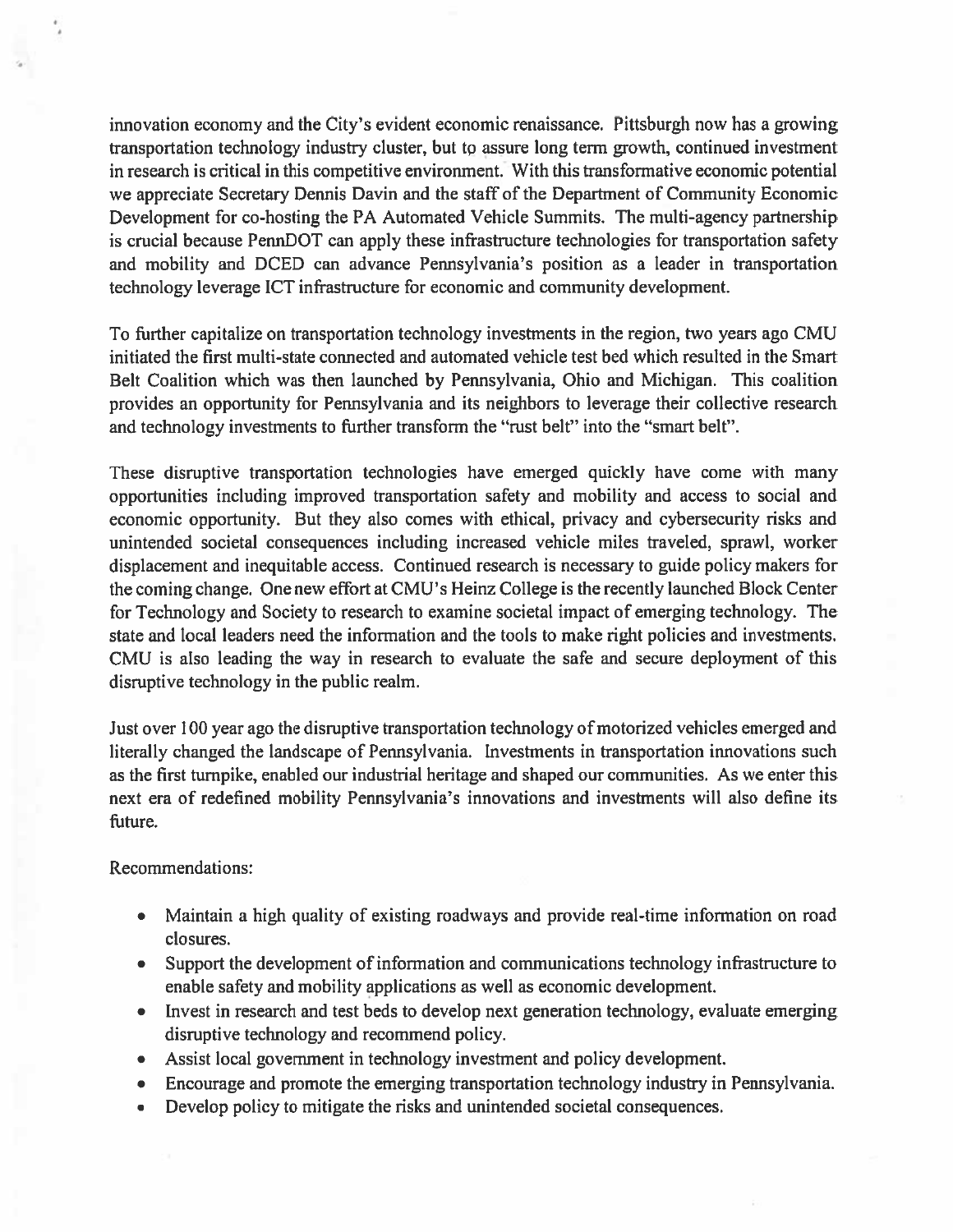innovation economy and the City's evident economic renaissance. Pittsburgh now has a growing transportation technology industry cluster, but to assure long term growth, continued investment in research is critical in this competitive environment. With this transformative economic potential we appreciate Secretary Dennis Davin and the staff of the Department of Community Economic Development for co-hosting the PA Automated Vehicle Summits. The multi-agency partnership is crucial because PennDOT can apply these infrastructure technologies for transportation safety and mobility and DCED can advance Pennsylvania's position as a leader in transportation technology leverage ICT infrastructure for economic and community development.

To further capitalize on transportation technology investments in the region, two years ago CMU initiated the first multi-state connected and automated vehicle test bed which resulted in the Smart Belt Coalition which was then launched by Pennsylvania, Ohio and Michigan. This coalition provides an opportunity for Pennsylvania and its neighbors to leverage their collective research and technology investments to further transform the "rust belt" into the "smart belt".

These disruptive transportation technologies have emerged quickly have come with many opportunities including improved transportation safety and mobility and access to social and economic opportunity. But they also comes with ethical, privacy and cybersecurity risks and unintended societal consequences including increased vehicle miles traveled, sprawl, worker displacement and inequitable access. Continued research is necessary to guide policy makers for the coming change. One new effort at CMU's Heinz College is the recently launched Block Center for Technology and Society to research to examine societal impact of emerging technology. The state and local leaders need the information and the tools to make right policies and investments. CMU is also leading the way in research to evaluate the safe and secure deployment of this disruptive technology in the public realm.

Just over 100 year ago the disruptive transportation technology of motorized vehicles emerged and literally changed the landscape of Pennsylvania. Investments in transportation innovations such as the first turnpike, enabled our industrial heritage and shaped our communities. As we enter this next era of redefined mobility Pennsylvania's innovations and investments will also define its future.

Recommendations:

- Maintain a high quality of existing roadways and provide real-time information on road closures.
- Support the development of information and communications technology infrastructure to enable safety and mobility applications as well as economic development.
- Invest in research and test beds to develop next generation technology, evaluate emerging disruptive technology and recommend policy.
- Assist local government in technology investment and policy development.
- Encourage and promote the emerging transportation technology industry in Pennsylvania.
- Develop policy to mitigate the risks and unintended societal consequences.